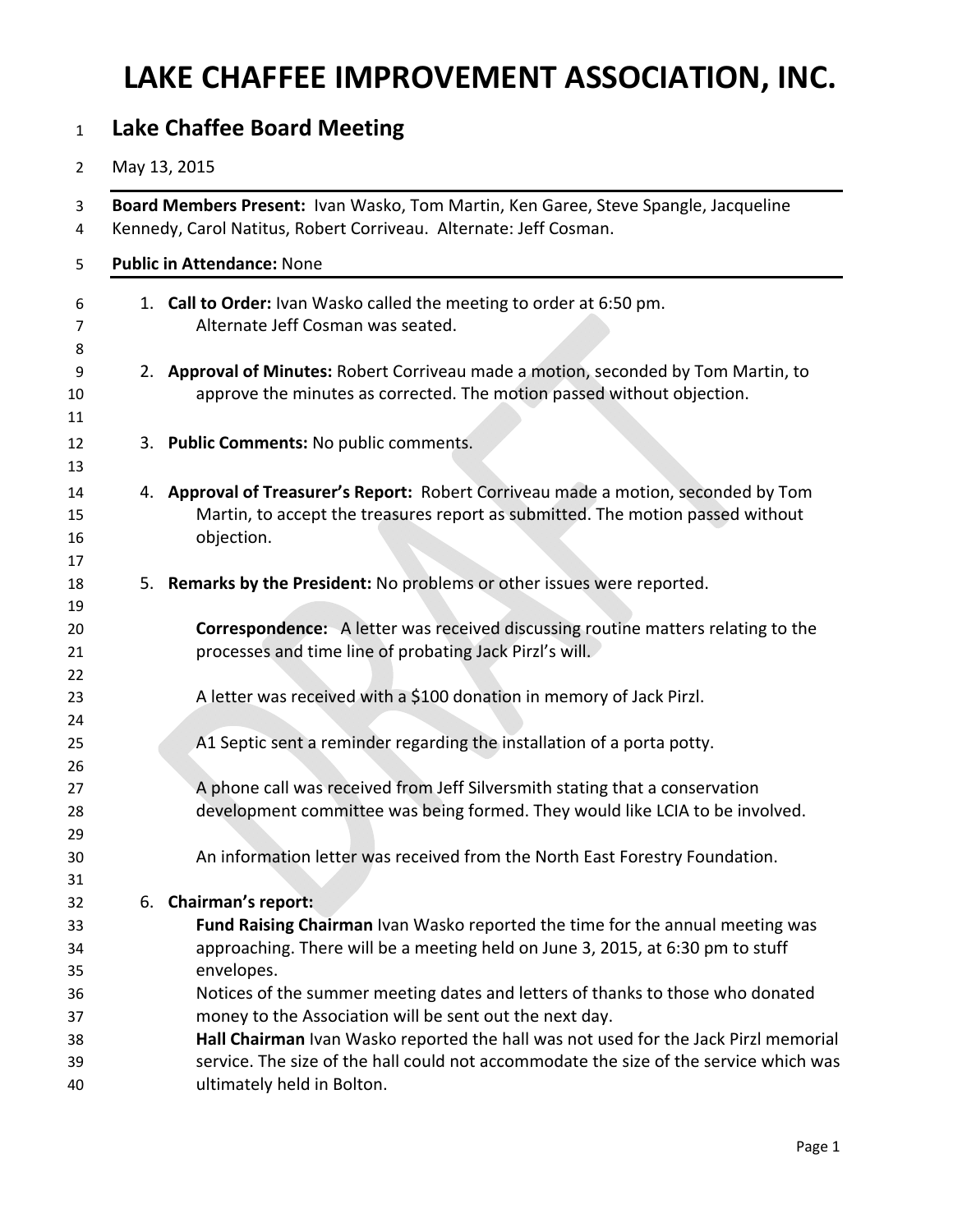# LAKE CHAFFEE IMPROVEMENT ASSOCIATION, INC.

## Lake Chaffee Board Meeting

May 13, 2015

**Board Members Present:** Ivan Wasko, Tom Martin, Ken Garee, Steve Spangle, Jacqueline Kennedy, Carol Natitus, Robert Corriveau. Alternate: Jeff Cosman.

**Public in Attendance:** None

1. **Call to Order:** Ivan Wasko called the meeting to order at 6:50 pm.
   Alternate Jeff Cosman was seated.

2. **Approval of Minutes:** Robert Corriveau made a motion, seconded by Tom Martin, to approve the minutes as corrected. The motion passed without objection.

3. **Public Comments:** No public comments.

4. **Approval of Treasurer's Report:** Robert Corriveau made a motion, seconded by Tom Martin, to accept the treasures report as submitted. The motion passed without objection.

5. **Remarks by the President:** No problems or other issues were reported.

   **Correspondence:** A letter was received discussing routine matters relating to the processes and time line of probating Jack Pirzl's will.

   A letter was received with a $100 donation in memory of Jack Pirzl.

   A1 Septic sent a reminder regarding the installation of a porta potty.

   A phone call was received from Jeff Silversmith stating that a conservation development committee was being formed. They would like LCIA to be involved.

   An information letter was received from the North East Forestry Foundation.

6. **Chairman's report:**
   **Fund Raising Chairman** Ivan Wasko reported the time for the annual meeting was approaching. There will be a meeting held on June 3, 2015, at 6:30 pm to stuff envelopes.
   Notices of the summer meeting dates and letters of thanks to those who donated money to the Association will be sent out the next day.
   **Hall Chairman** Ivan Wasko reported the hall was not used for the Jack Pirzl memorial service. The size of the hall could not accommodate the size of the service which was ultimately held in Bolton.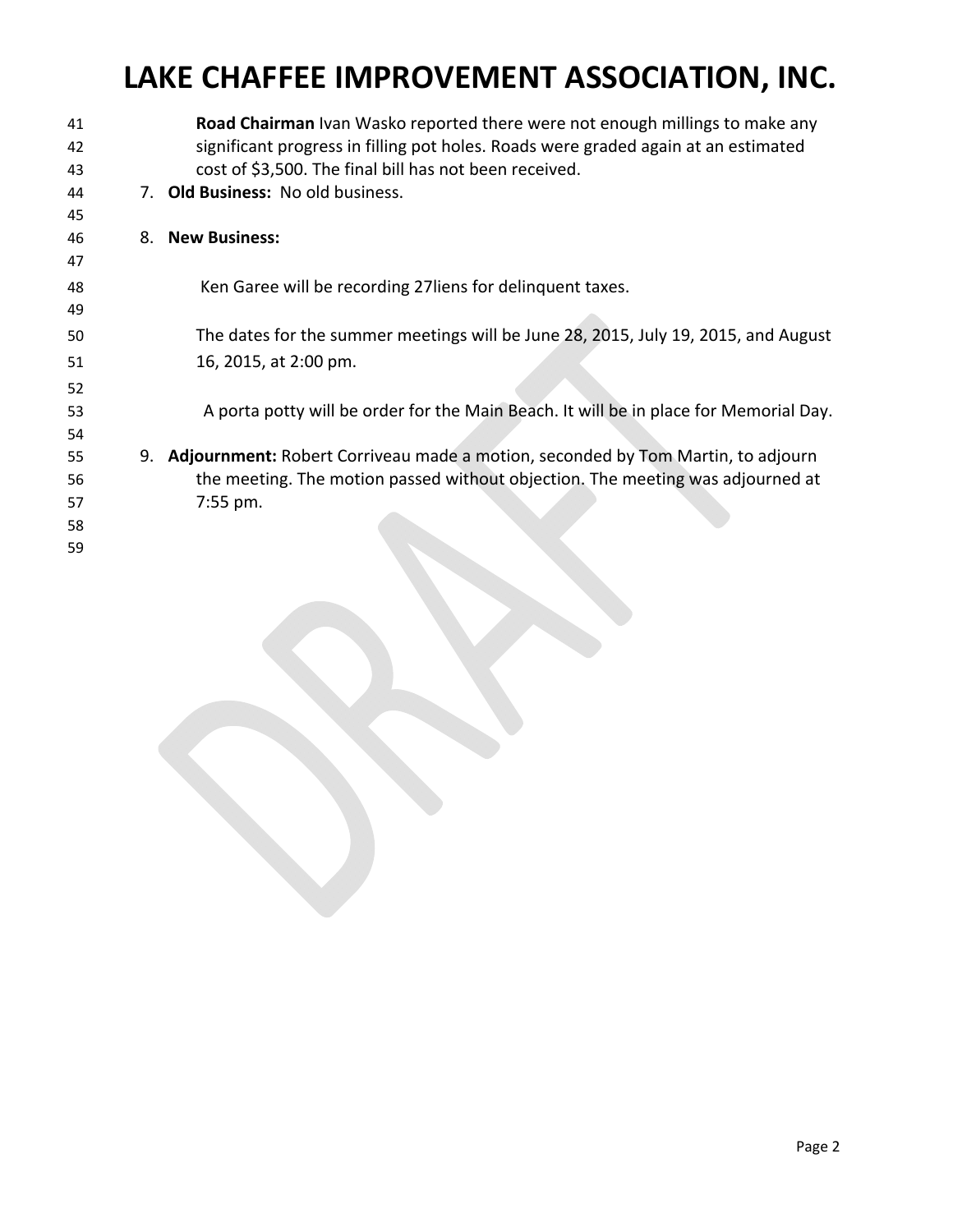**Road Chairman** Ivan Wasko reported there were not enough millings to make any significant progress in filling pot holes. Roads were graded again at an estimated cost of $3,500. The final bill has not been received.

7. **Old Business:** No old business.

8. **New Business:**

   Ken Garee will be recording 27liens for delinquent taxes.

   The dates for the summer meetings will be June 28, 2015, July 19, 2015, and August 16, 2015, at 2:00 pm.

   A porta potty will be order for the Main Beach. It will be in place for Memorial Day.

9. **Adjournment:** Robert Corriveau made a motion, seconded by Tom Martin, to adjourn the meeting. The motion passed without objection. The meeting was adjourned at 7:55 pm.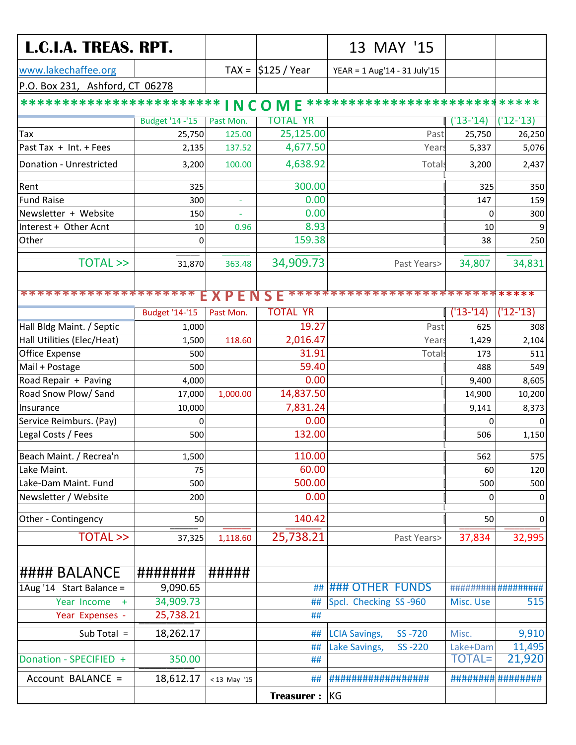# L.C.I.A. TREAS. RPT.

13 MAY '15

www.lakechaffee.org — TAX = $125 / Year — YEAR = 1 Aug'14 - 31 July'15

P.O. Box 231, Ashford, CT 06278

## INCOME

| | Budget '14 -'15 | Past Mon. | TOTAL YR | | ('13-'14) | ('12-'13) |
|---|---|---|---|---|---|---|
| Tax | 25,750 | 125.00 | 25,125.00 | Past | 25,750 | 26,250 |
| Past Tax + Int. + Fees | 2,135 | 137.52 | 4,677.50 | Years | 5,337 | 5,076 |
| Donation - Unrestricted | 3,200 | 100.00 | 4,638.92 | Totals | 3,200 | 2,437 |
| Rent | 325 | | 300.00 | | 325 | 350 |
| Fund Raise | 300 | - | 0.00 | | 147 | 159 |
| Newsletter + Website | 150 | - | 0.00 | | 0 | 300 |
| Interest + Other Acnt | 10 | 0.96 | 8.93 | | 10 | 9 |
| Other | 0 | | 159.38 | | 38 | 250 |
| TOTAL >> | 31,870 | 363.48 | 34,909.73 | Past Years> | 34,807 | 34,831 |

## EXPENSE

| | Budget '14-'15 | Past Mon. | TOTAL YR | | ('13-'14) | ('12-'13) |
|---|---|---|---|---|---|---|
| Hall Bldg Maint. / Septic | 1,000 | | 19.27 | Past | 625 | 308 |
| Hall Utilities (Elec/Heat) | 1,500 | 118.60 | 2,016.47 | Years | 1,429 | 2,104 |
| Office Expense | 500 | | 31.91 | Totals | 173 | 511 |
| Mail + Postage | 500 | | 59.40 | | 488 | 549 |
| Road Repair + Paving | 4,000 | | 0.00 | | 9,400 | 8,605 |
| Road Snow Plow/ Sand | 17,000 | 1,000.00 | 14,837.50 | | 14,900 | 10,200 |
| Insurance | 10,000 | | 7,831.24 | | 9,141 | 8,373 |
| Service Reimburs. (Pay) | 0 | | 0.00 | | 0 | 0 |
| Legal Costs / Fees | 500 | | 132.00 | | 506 | 1,150 |
| Beach Maint. / Recrea'n | 1,500 | | 110.00 | | 562 | 575 |
| Lake Maint. | 75 | | 60.00 | | 60 | 120 |
| Lake-Dam Maint. Fund | 500 | | 500.00 | | 500 | 500 |
| Newsletter / Website | 200 | | 0.00 | | 0 | 0 |
| Other - Contingency | 50 | | 140.42 | | 50 | 0 |
| TOTAL >> | 37,325 | 1,118.60 | 25,738.21 | Past Years> | 37,834 | 32,995 |

## BALANCE

| | | |
|---|---|---|
| 1Aug '14 Start Balance = | 9,090.65 | |
| Year Income + | 34,909.73 | |
| Year Expenses - | 25,738.21 | |
| Sub Total = | 18,262.17 | |
| Donation - SPECIFIED + | 350.00 | |
| Account BALANCE = | 18,612.17 | < 13 May '15 |

## OTHER FUNDS

| | | |
|---|---|---|
| Spcl. Checking SS -960 | Misc. Use | 515 |
| LCIA Savings, SS -720 | Misc. | 9,910 |
| Lake Savings, SS -220 | Lake+Dam | 11,495 |
| | TOTAL= | 21,920 |

**Treasurer :** KG